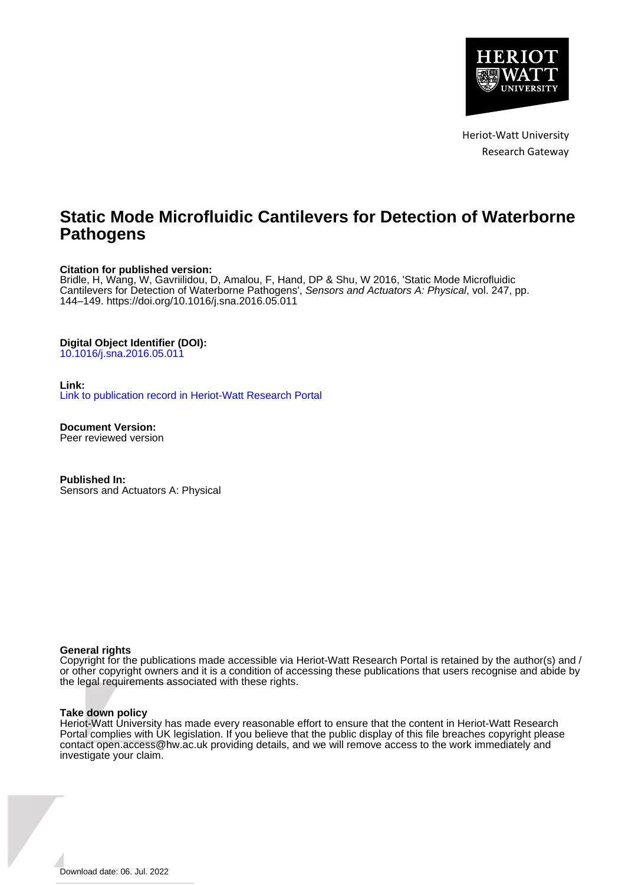Heriot-Watt University
Research Gateway

# Static Mode Microfluidic Cantilevers for Detection of Waterborne Pathogens

**Citation for published version:**
Bridle, H, Wang, W, Gavriilidou, D, Amalou, F, Hand, DP & Shu, W 2016, 'Static Mode Microfluidic Cantilevers for Detection of Waterborne Pathogens', *Sensors and Actuators A: Physical*, vol. 247, pp. 144–149. https://doi.org/10.1016/j.sna.2016.05.011

**Digital Object Identifier (DOI):**
10.1016/j.sna.2016.05.011

**Link:**
Link to publication record in Heriot-Watt Research Portal

**Document Version:**
Peer reviewed version

**Published In:**
Sensors and Actuators A: Physical

**General rights**
Copyright for the publications made accessible via Heriot-Watt Research Portal is retained by the author(s) and / or other copyright owners and it is a condition of accessing these publications that users recognise and abide by the legal requirements associated with these rights.

**Take down policy**
Heriot-Watt University has made every reasonable effort to ensure that the content in Heriot-Watt Research Portal complies with UK legislation. If you believe that the public display of this file breaches copyright please contact open.access@hw.ac.uk providing details, and we will remove access to the work immediately and investigate your claim.

Download date: 06. Jul. 2022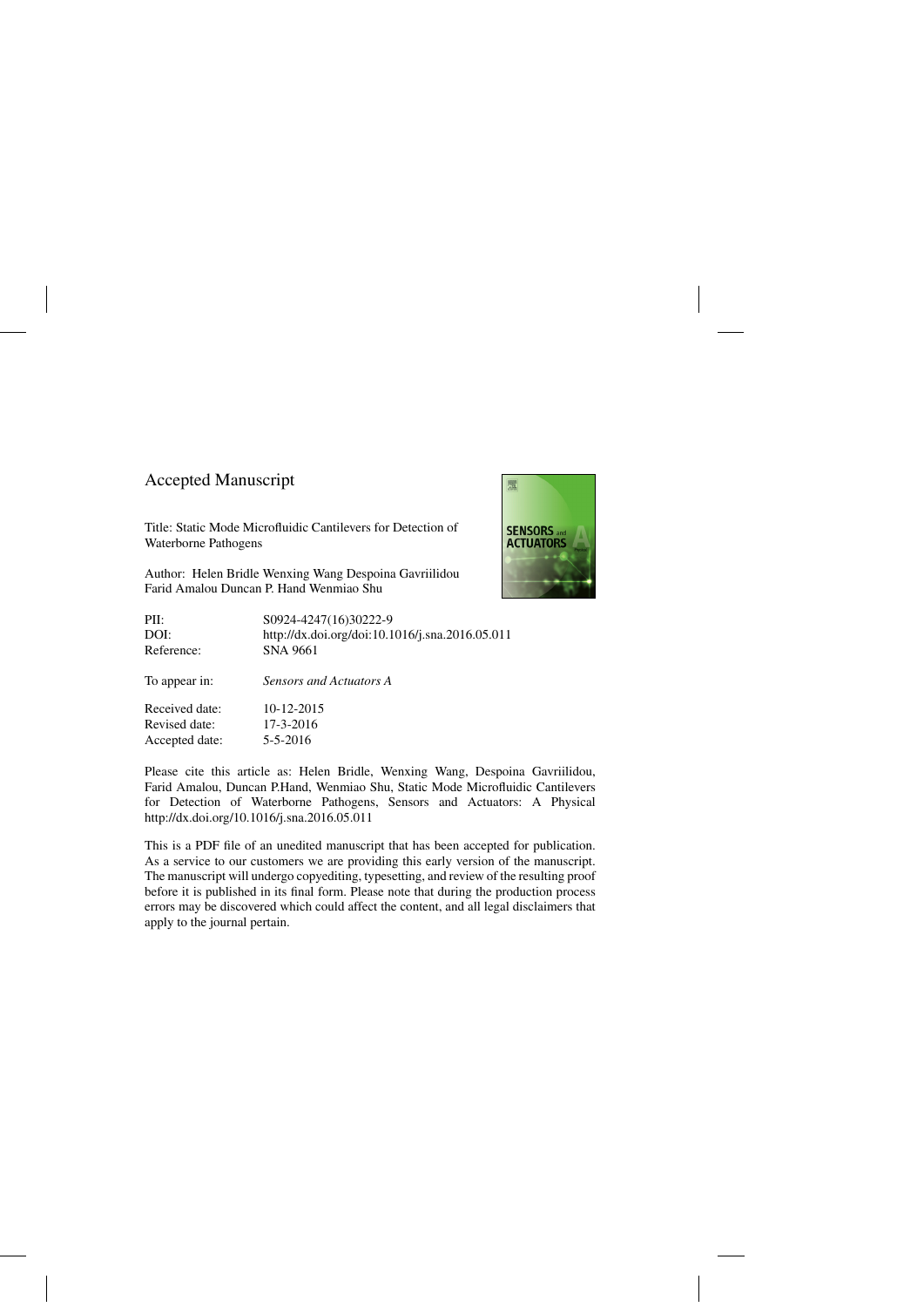## Accepted Manuscript

Title: Static Mode Microfluidic Cantilevers for Detection of Waterborne Pathogens

Author: Helen Bridle Wenxing Wang Despoina Gavriilidou Farid Amalou Duncan P. Hand Wenmiao Shu

| | |
|---|---|
| PII: | S0924-4247(16)30222-9 |
| DOI: | http://dx.doi.org/doi:10.1016/j.sna.2016.05.011 |
| Reference: | SNA 9661 |
| To appear in: | *Sensors and Actuators A* |
| Received date: | 10-12-2015 |
| Revised date: | 17-3-2016 |
| Accepted date: | 5-5-2016 |

Please cite this article as: Helen Bridle, Wenxing Wang, Despoina Gavriilidou, Farid Amalou, Duncan P.Hand, Wenmiao Shu, Static Mode Microfluidic Cantilevers for Detection of Waterborne Pathogens, Sensors and Actuators: A Physical http://dx.doi.org/10.1016/j.sna.2016.05.011

This is a PDF file of an unedited manuscript that has been accepted for publication. As a service to our customers we are providing this early version of the manuscript. The manuscript will undergo copyediting, typesetting, and review of the resulting proof before it is published in its final form. Please note that during the production process errors may be discovered which could affect the content, and all legal disclaimers that apply to the journal pertain.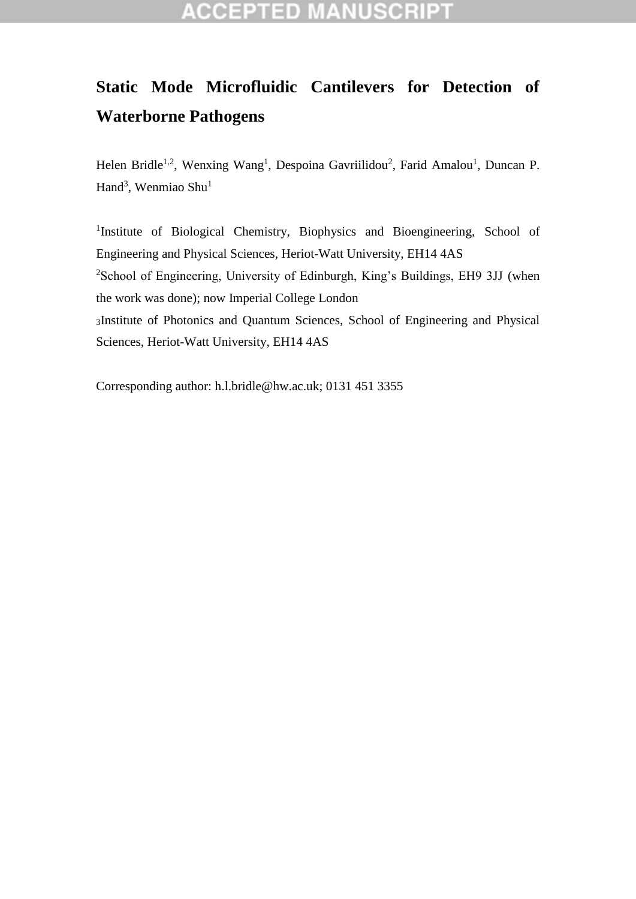# Static Mode Microfluidic Cantilevers for Detection of Waterborne Pathogens

Helen Bridle[1,2], Wenxing Wang[1], Despoina Gavriilidou[2], Farid Amalou[1], Duncan P. Hand[3], Wenmiao Shu[1]

[1]Institute of Biological Chemistry, Biophysics and Bioengineering, School of Engineering and Physical Sciences, Heriot-Watt University, EH14 4AS

[2]School of Engineering, University of Edinburgh, King's Buildings, EH9 3JJ (when the work was done); now Imperial College London

[3]Institute of Photonics and Quantum Sciences, School of Engineering and Physical Sciences, Heriot-Watt University, EH14 4AS

Corresponding author: h.l.bridle@hw.ac.uk; 0131 451 3355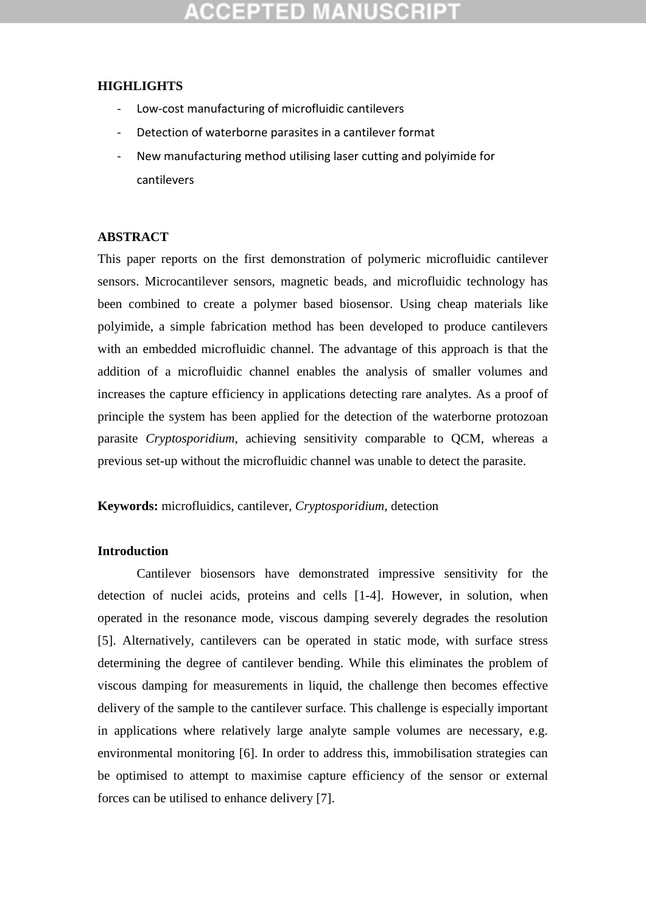**HIGHLIGHTS**

- Low-cost manufacturing of microfluidic cantilevers
- Detection of waterborne parasites in a cantilever format
- New manufacturing method utilising laser cutting and polyimide for cantilevers

**ABSTRACT**

This paper reports on the first demonstration of polymeric microfluidic cantilever sensors. Microcantilever sensors, magnetic beads, and microfluidic technology has been combined to create a polymer based biosensor. Using cheap materials like polyimide, a simple fabrication method has been developed to produce cantilevers with an embedded microfluidic channel. The advantage of this approach is that the addition of a microfluidic channel enables the analysis of smaller volumes and increases the capture efficiency in applications detecting rare analytes. As a proof of principle the system has been applied for the detection of the waterborne protozoan parasite *Cryptosporidium*, achieving sensitivity comparable to QCM, whereas a previous set-up without the microfluidic channel was unable to detect the parasite.

**Keywords:** microfluidics, cantilever, *Cryptosporidium*, detection

**Introduction**

Cantilever biosensors have demonstrated impressive sensitivity for the detection of nuclei acids, proteins and cells [1-4]. However, in solution, when operated in the resonance mode, viscous damping severely degrades the resolution [5]. Alternatively, cantilevers can be operated in static mode, with surface stress determining the degree of cantilever bending. While this eliminates the problem of viscous damping for measurements in liquid, the challenge then becomes effective delivery of the sample to the cantilever surface. This challenge is especially important in applications where relatively large analyte sample volumes are necessary, e.g. environmental monitoring [6]. In order to address this, immobilisation strategies can be optimised to attempt to maximise capture efficiency of the sensor or external forces can be utilised to enhance delivery [7].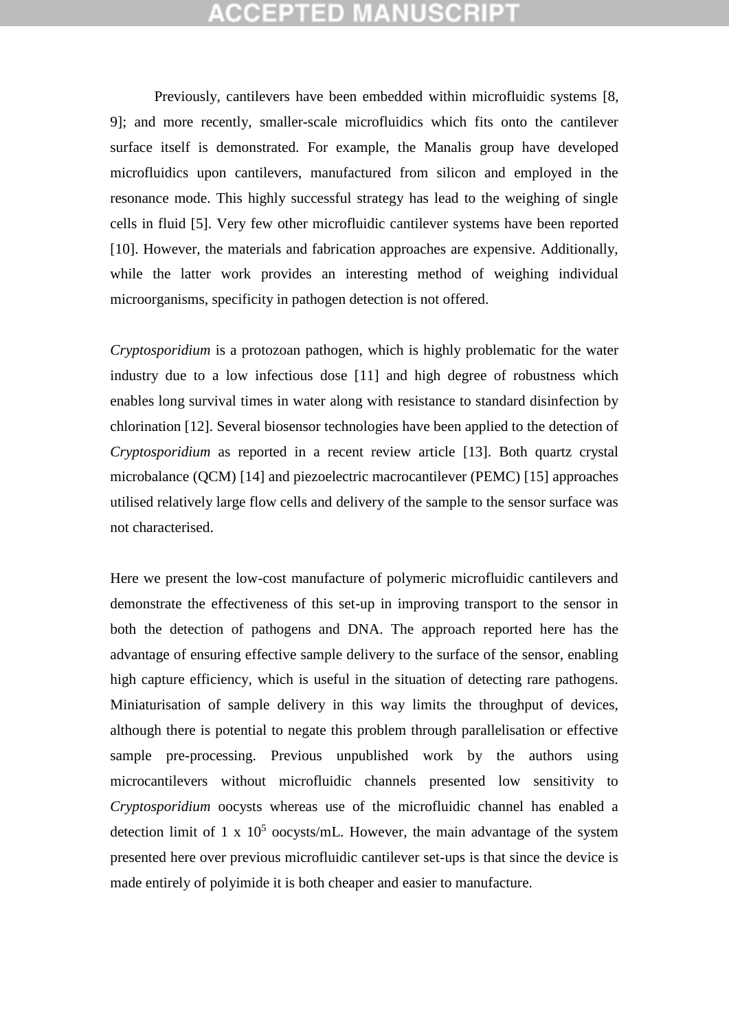Previously, cantilevers have been embedded within microfluidic systems [8, 9]; and more recently, smaller-scale microfluidics which fits onto the cantilever surface itself is demonstrated. For example, the Manalis group have developed microfluidics upon cantilevers, manufactured from silicon and employed in the resonance mode. This highly successful strategy has lead to the weighing of single cells in fluid [5]. Very few other microfluidic cantilever systems have been reported [10]. However, the materials and fabrication approaches are expensive. Additionally, while the latter work provides an interesting method of weighing individual microorganisms, specificity in pathogen detection is not offered.

*Cryptosporidium* is a protozoan pathogen, which is highly problematic for the water industry due to a low infectious dose [11] and high degree of robustness which enables long survival times in water along with resistance to standard disinfection by chlorination [12]. Several biosensor technologies have been applied to the detection of *Cryptosporidium* as reported in a recent review article [13]. Both quartz crystal microbalance (QCM) [14] and piezoelectric macrocantilever (PEMC) [15] approaches utilised relatively large flow cells and delivery of the sample to the sensor surface was not characterised.

Here we present the low-cost manufacture of polymeric microfluidic cantilevers and demonstrate the effectiveness of this set-up in improving transport to the sensor in both the detection of pathogens and DNA. The approach reported here has the advantage of ensuring effective sample delivery to the surface of the sensor, enabling high capture efficiency, which is useful in the situation of detecting rare pathogens. Miniaturisation of sample delivery in this way limits the throughput of devices, although there is potential to negate this problem through parallelisation or effective sample pre-processing. Previous unpublished work by the authors using microcantilevers without microfluidic channels presented low sensitivity to *Cryptosporidium* oocysts whereas use of the microfluidic channel has enabled a detection limit of $1 \times 10^5$ oocysts/mL. However, the main advantage of the system presented here over previous microfluidic cantilever set-ups is that since the device is made entirely of polyimide it is both cheaper and easier to manufacture.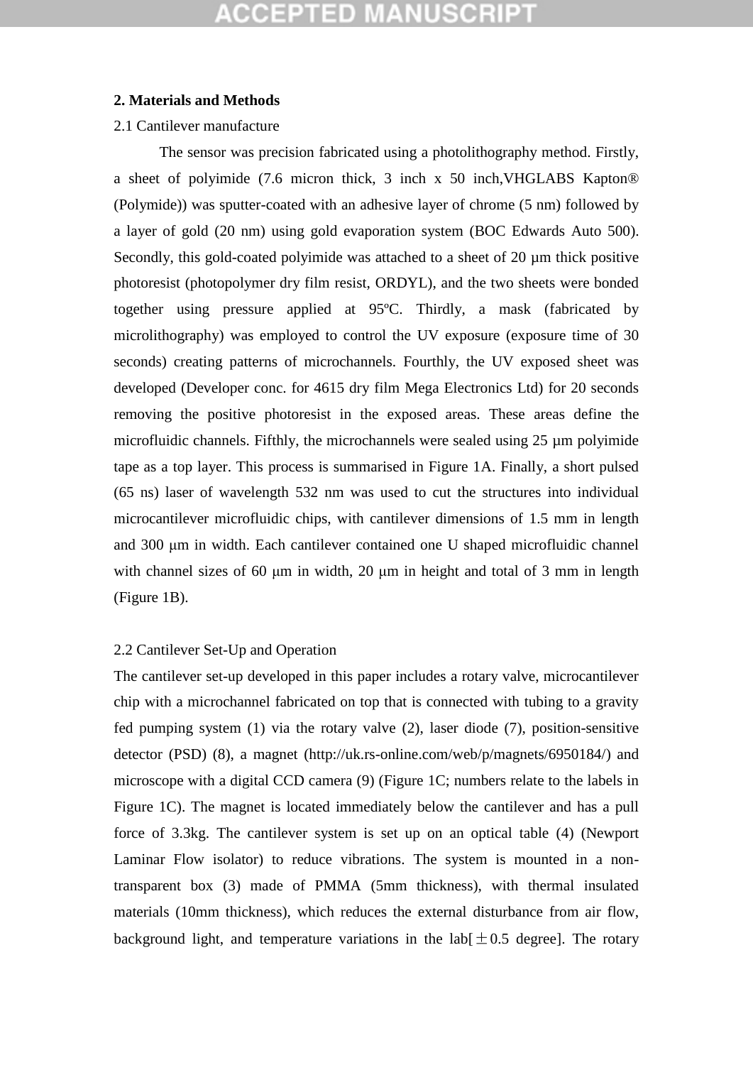## 2. Materials and Methods

### 2.1 Cantilever manufacture

The sensor was precision fabricated using a photolithography method. Firstly, a sheet of polyimide (7.6 micron thick, 3 inch x 50 inch,VHGLABS Kapton® (Polymide)) was sputter-coated with an adhesive layer of chrome (5 nm) followed by a layer of gold (20 nm) using gold evaporation system (BOC Edwards Auto 500). Secondly, this gold-coated polyimide was attached to a sheet of 20 μm thick positive photoresist (photopolymer dry film resist, ORDYL), and the two sheets were bonded together using pressure applied at 95ºC. Thirdly, a mask (fabricated by microlithography) was employed to control the UV exposure (exposure time of 30 seconds) creating patterns of microchannels. Fourthly, the UV exposed sheet was developed (Developer conc. for 4615 dry film Mega Electronics Ltd) for 20 seconds removing the positive photoresist in the exposed areas. These areas define the microfluidic channels. Fifthly, the microchannels were sealed using 25 μm polyimide tape as a top layer. This process is summarised in Figure 1A. Finally, a short pulsed (65 ns) laser of wavelength 532 nm was used to cut the structures into individual microcantilever microfluidic chips, with cantilever dimensions of 1.5 mm in length and 300 μm in width. Each cantilever contained one U shaped microfluidic channel with channel sizes of 60 μm in width, 20 μm in height and total of 3 mm in length (Figure 1B).

### 2.2 Cantilever Set-Up and Operation

The cantilever set-up developed in this paper includes a rotary valve, microcantilever chip with a microchannel fabricated on top that is connected with tubing to a gravity fed pumping system (1) via the rotary valve (2), laser diode (7), position-sensitive detector (PSD) (8), a magnet (http://uk.rs-online.com/web/p/magnets/6950184/) and microscope with a digital CCD camera (9) (Figure 1C; numbers relate to the labels in Figure 1C). The magnet is located immediately below the cantilever and has a pull force of 3.3kg. The cantilever system is set up on an optical table (4) (Newport Laminar Flow isolator) to reduce vibrations. The system is mounted in a non-transparent box (3) made of PMMA (5mm thickness), with thermal insulated materials (10mm thickness), which reduces the external disturbance from air flow, background light, and temperature variations in the lab[±0.5 degree]. The rotary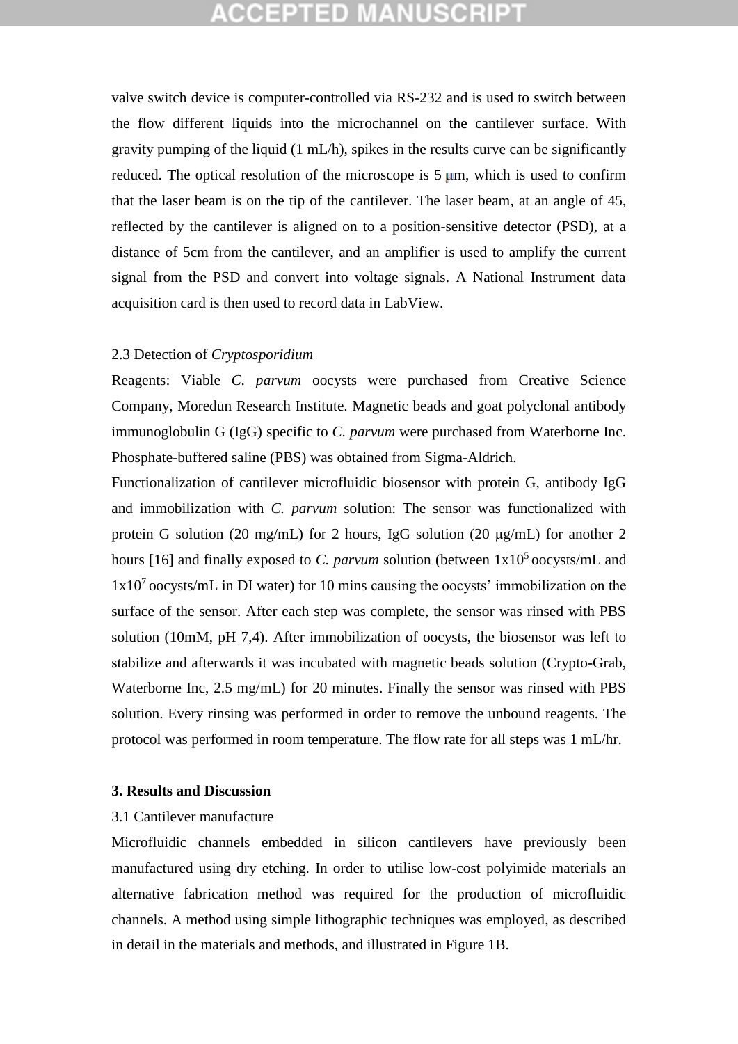valve switch device is computer-controlled via RS-232 and is used to switch between the flow different liquids into the microchannel on the cantilever surface. With gravity pumping of the liquid (1 mL/h), spikes in the results curve can be significantly reduced. The optical resolution of the microscope is 5 μm, which is used to confirm that the laser beam is on the tip of the cantilever. The laser beam, at an angle of 45, reflected by the cantilever is aligned on to a position-sensitive detector (PSD), at a distance of 5cm from the cantilever, and an amplifier is used to amplify the current signal from the PSD and convert into voltage signals. A National Instrument data acquisition card is then used to record data in LabView.

### 2.3 Detection of *Cryptosporidium*

Reagents: Viable *C. parvum* oocysts were purchased from Creative Science Company, Moredun Research Institute. Magnetic beads and goat polyclonal antibody immunoglobulin G (IgG) specific to *C. parvum* were purchased from Waterborne Inc. Phosphate-buffered saline (PBS) was obtained from Sigma-Aldrich.

Functionalization of cantilever microfluidic biosensor with protein G, antibody IgG and immobilization with *C. parvum* solution: The sensor was functionalized with protein G solution (20 mg/mL) for 2 hours, IgG solution (20 μg/mL) for another 2 hours [16] and finally exposed to *C. parvum* solution (between $1x10^5$ oocysts/mL and $1x10^7$ oocysts/mL in DI water) for 10 mins causing the oocysts' immobilization on the surface of the sensor. After each step was complete, the sensor was rinsed with PBS solution (10mM, pH 7,4). After immobilization of oocysts, the biosensor was left to stabilize and afterwards it was incubated with magnetic beads solution (Crypto-Grab, Waterborne Inc, 2.5 mg/mL) for 20 minutes. Finally the sensor was rinsed with PBS solution. Every rinsing was performed in order to remove the unbound reagents. The protocol was performed in room temperature. The flow rate for all steps was 1 mL/hr.

## 3. Results and Discussion

### 3.1 Cantilever manufacture

Microfluidic channels embedded in silicon cantilevers have previously been manufactured using dry etching. In order to utilise low-cost polyimide materials an alternative fabrication method was required for the production of microfluidic channels. A method using simple lithographic techniques was employed, as described in detail in the materials and methods, and illustrated in Figure 1B.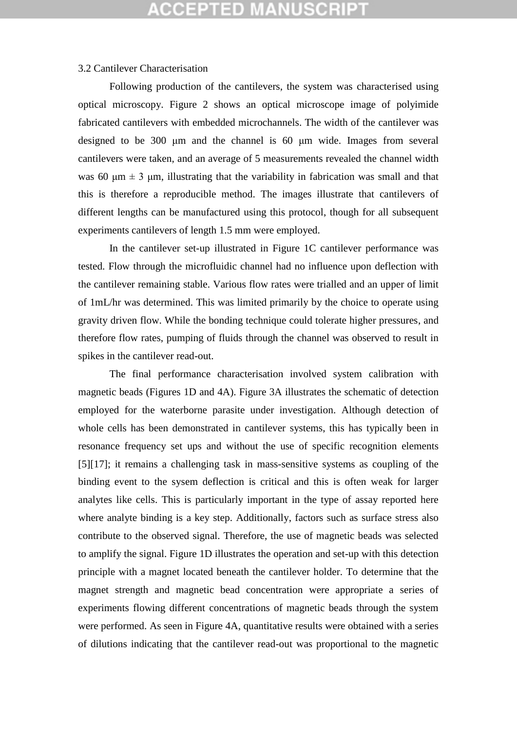3.2 Cantilever Characterisation

Following production of the cantilevers, the system was characterised using optical microscopy. Figure 2 shows an optical microscope image of polyimide fabricated cantilevers with embedded microchannels. The width of the cantilever was designed to be 300 μm and the channel is 60 μm wide. Images from several cantilevers were taken, and an average of 5 measurements revealed the channel width was 60 μm ± 3 μm, illustrating that the variability in fabrication was small and that this is therefore a reproducible method. The images illustrate that cantilevers of different lengths can be manufactured using this protocol, though for all subsequent experiments cantilevers of length 1.5 mm were employed.

In the cantilever set-up illustrated in Figure 1C cantilever performance was tested. Flow through the microfluidic channel had no influence upon deflection with the cantilever remaining stable. Various flow rates were trialled and an upper of limit of 1mL/hr was determined. This was limited primarily by the choice to operate using gravity driven flow. While the bonding technique could tolerate higher pressures, and therefore flow rates, pumping of fluids through the channel was observed to result in spikes in the cantilever read-out.

The final performance characterisation involved system calibration with magnetic beads (Figures 1D and 4A). Figure 3A illustrates the schematic of detection employed for the waterborne parasite under investigation. Although detection of whole cells has been demonstrated in cantilever systems, this has typically been in resonance frequency set ups and without the use of specific recognition elements [5][17]; it remains a challenging task in mass-sensitive systems as coupling of the binding event to the sysem deflection is critical and this is often weak for larger analytes like cells. This is particularly important in the type of assay reported here where analyte binding is a key step. Additionally, factors such as surface stress also contribute to the observed signal. Therefore, the use of magnetic beads was selected to amplify the signal. Figure 1D illustrates the operation and set-up with this detection principle with a magnet located beneath the cantilever holder. To determine that the magnet strength and magnetic bead concentration were appropriate a series of experiments flowing different concentrations of magnetic beads through the system were performed. As seen in Figure 4A, quantitative results were obtained with a series of dilutions indicating that the cantilever read-out was proportional to the magnetic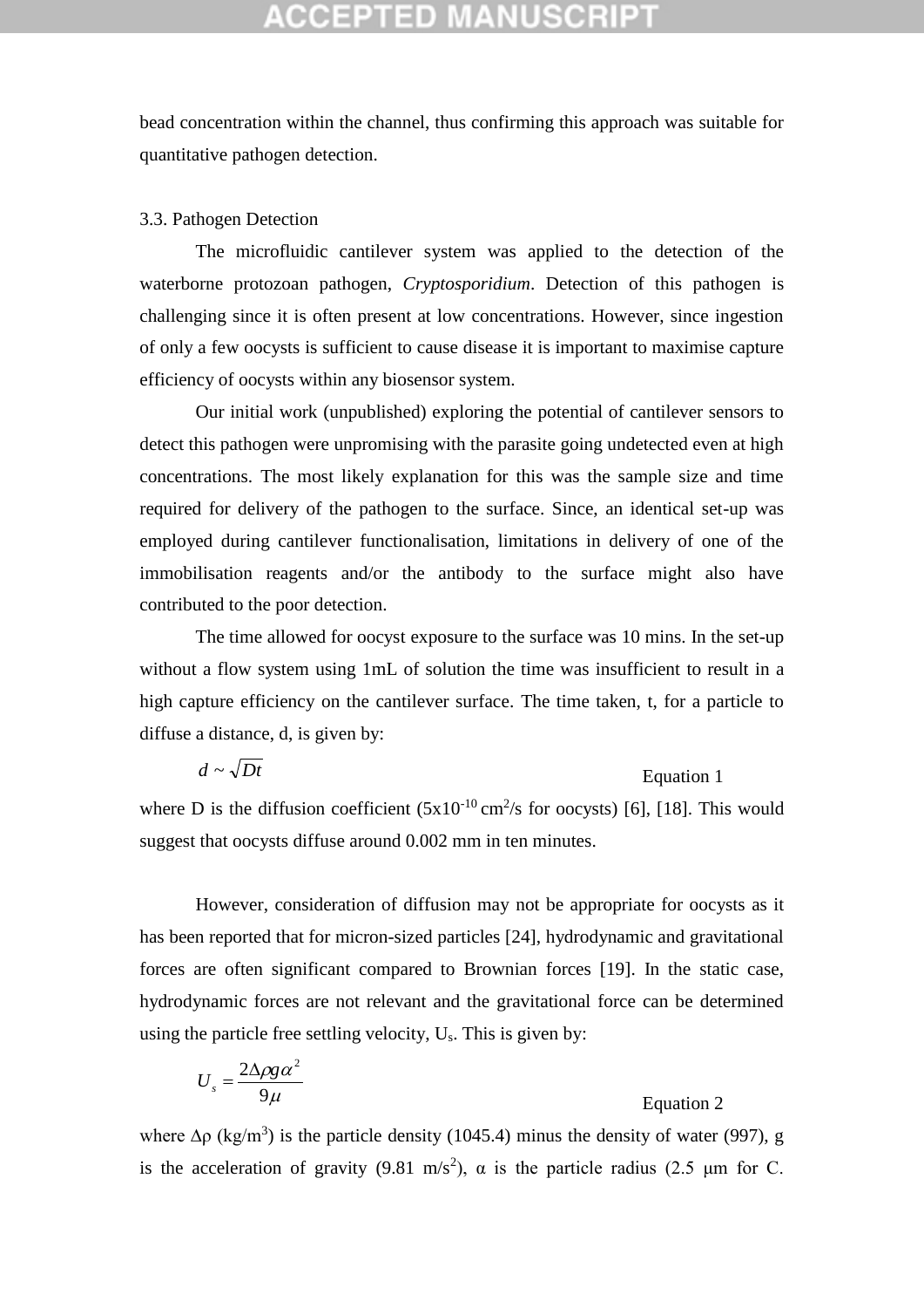bead concentration within the channel, thus confirming this approach was suitable for quantitative pathogen detection.

### 3.3. Pathogen Detection

The microfluidic cantilever system was applied to the detection of the waterborne protozoan pathogen, *Cryptosporidium*. Detection of this pathogen is challenging since it is often present at low concentrations. However, since ingestion of only a few oocysts is sufficient to cause disease it is important to maximise capture efficiency of oocysts within any biosensor system.

Our initial work (unpublished) exploring the potential of cantilever sensors to detect this pathogen were unpromising with the parasite going undetected even at high concentrations. The most likely explanation for this was the sample size and time required for delivery of the pathogen to the surface. Since, an identical set-up was employed during cantilever functionalisation, limitations in delivery of one of the immobilisation reagents and/or the antibody to the surface might also have contributed to the poor detection.

The time allowed for oocyst exposure to the surface was 10 mins. In the set-up without a flow system using 1mL of solution the time was insufficient to result in a high capture efficiency on the cantilever surface. The time taken, t, for a particle to diffuse a distance, d, is given by:

$$d \sim \sqrt{Dt} \qquad \text{Equation 1}$$

where D is the diffusion coefficient ($5 \times 10^{-10}$ $cm^2/s$ for oocysts) [6], [18]. This would suggest that oocysts diffuse around 0.002 mm in ten minutes.

However, consideration of diffusion may not be appropriate for oocysts as it has been reported that for micron-sized particles [24], hydrodynamic and gravitational forces are often significant compared to Brownian forces [19]. In the static case, hydrodynamic forces are not relevant and the gravitational force can be determined using the particle free settling velocity, $U_s$. This is given by:

$$U_s = \frac{2\Delta\rho g \alpha^2}{9\mu} \qquad \text{Equation 2}$$

where $\Delta\rho$ ($kg/m^3$) is the particle density (1045.4) minus the density of water (997), g is the acceleration of gravity (9.81 $m/s^2$), $\alpha$ is the particle radius (2.5 μm for C.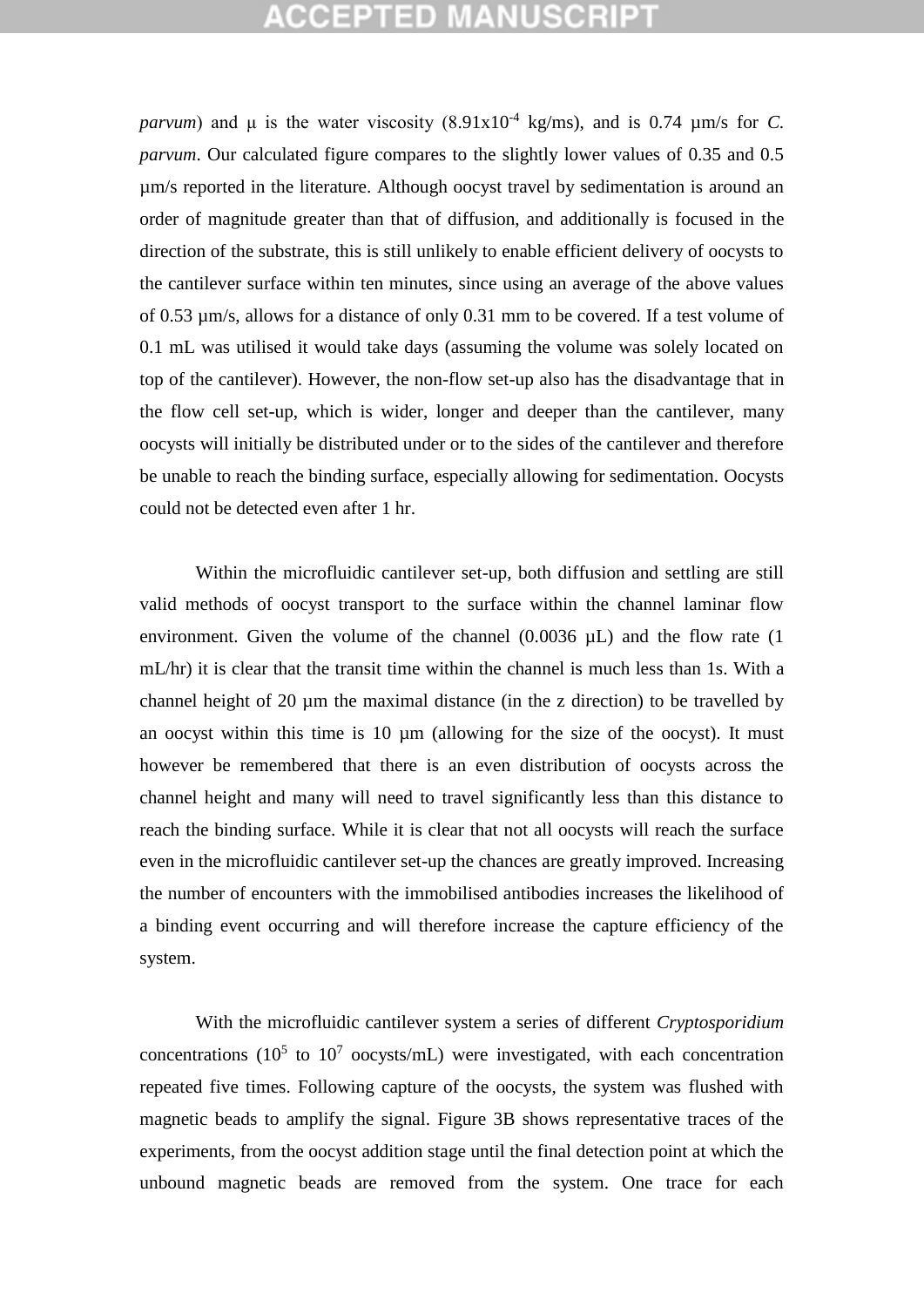*parvum*) and μ is the water viscosity ($8.91 \times 10^{-4}$ kg/ms), and is 0.74 μm/s for *C. parvum*. Our calculated figure compares to the slightly lower values of 0.35 and 0.5 μm/s reported in the literature. Although oocyst travel by sedimentation is around an order of magnitude greater than that of diffusion, and additionally is focused in the direction of the substrate, this is still unlikely to enable efficient delivery of oocysts to the cantilever surface within ten minutes, since using an average of the above values of 0.53 μm/s, allows for a distance of only 0.31 mm to be covered. If a test volume of 0.1 mL was utilised it would take days (assuming the volume was solely located on top of the cantilever). However, the non-flow set-up also has the disadvantage that in the flow cell set-up, which is wider, longer and deeper than the cantilever, many oocysts will initially be distributed under or to the sides of the cantilever and therefore be unable to reach the binding surface, especially allowing for sedimentation. Oocysts could not be detected even after 1 hr.

Within the microfluidic cantilever set-up, both diffusion and settling are still valid methods of oocyst transport to the surface within the channel laminar flow environment. Given the volume of the channel (0.0036 μL) and the flow rate (1 mL/hr) it is clear that the transit time within the channel is much less than 1s. With a channel height of 20 μm the maximal distance (in the z direction) to be travelled by an oocyst within this time is 10 μm (allowing for the size of the oocyst). It must however be remembered that there is an even distribution of oocysts across the channel height and many will need to travel significantly less than this distance to reach the binding surface. While it is clear that not all oocysts will reach the surface even in the microfluidic cantilever set-up the chances are greatly improved. Increasing the number of encounters with the immobilised antibodies increases the likelihood of a binding event occurring and will therefore increase the capture efficiency of the system.

With the microfluidic cantilever system a series of different *Cryptosporidium* concentrations ($10^5$ to $10^7$ oocysts/mL) were investigated, with each concentration repeated five times. Following capture of the oocysts, the system was flushed with magnetic beads to amplify the signal. Figure 3B shows representative traces of the experiments, from the oocyst addition stage until the final detection point at which the unbound magnetic beads are removed from the system. One trace for each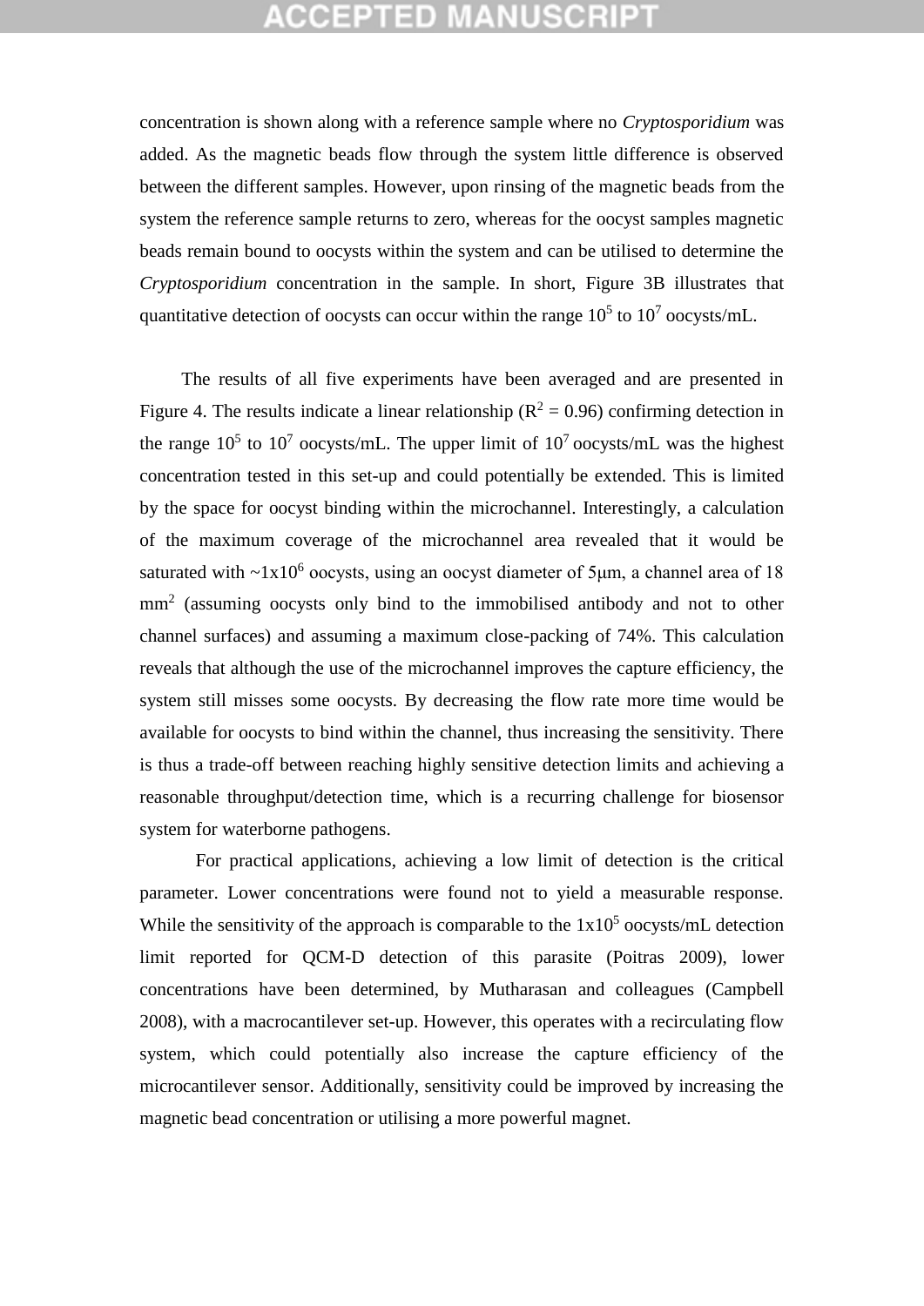concentration is shown along with a reference sample where no *Cryptosporidium* was added. As the magnetic beads flow through the system little difference is observed between the different samples. However, upon rinsing of the magnetic beads from the system the reference sample returns to zero, whereas for the oocyst samples magnetic beads remain bound to oocysts within the system and can be utilised to determine the *Cryptosporidium* concentration in the sample. In short, Figure 3B illustrates that quantitative detection of oocysts can occur within the range $10^5$ to $10^7$ oocysts/mL.

The results of all five experiments have been averaged and are presented in Figure 4. The results indicate a linear relationship ($R^2 = 0.96$) confirming detection in the range $10^5$ to $10^7$ oocysts/mL. The upper limit of $10^7$ oocysts/mL was the highest concentration tested in this set-up and could potentially be extended. This is limited by the space for oocyst binding within the microchannel. Interestingly, a calculation of the maximum coverage of the microchannel area revealed that it would be saturated with ~$1 \times 10^6$ oocysts, using an oocyst diameter of 5μm, a channel area of 18 $mm^2$ (assuming oocysts only bind to the immobilised antibody and not to other channel surfaces) and assuming a maximum close-packing of 74%. This calculation reveals that although the use of the microchannel improves the capture efficiency, the system still misses some oocysts. By decreasing the flow rate more time would be available for oocysts to bind within the channel, thus increasing the sensitivity. There is thus a trade-off between reaching highly sensitive detection limits and achieving a reasonable throughput/detection time, which is a recurring challenge for biosensor system for waterborne pathogens.

For practical applications, achieving a low limit of detection is the critical parameter. Lower concentrations were found not to yield a measurable response. While the sensitivity of the approach is comparable to the $1 \times 10^5$ oocysts/mL detection limit reported for QCM-D detection of this parasite (Poitras 2009), lower concentrations have been determined, by Mutharasan and colleagues (Campbell 2008), with a macrocantilever set-up. However, this operates with a recirculating flow system, which could potentially also increase the capture efficiency of the microcantilever sensor. Additionally, sensitivity could be improved by increasing the magnetic bead concentration or utilising a more powerful magnet.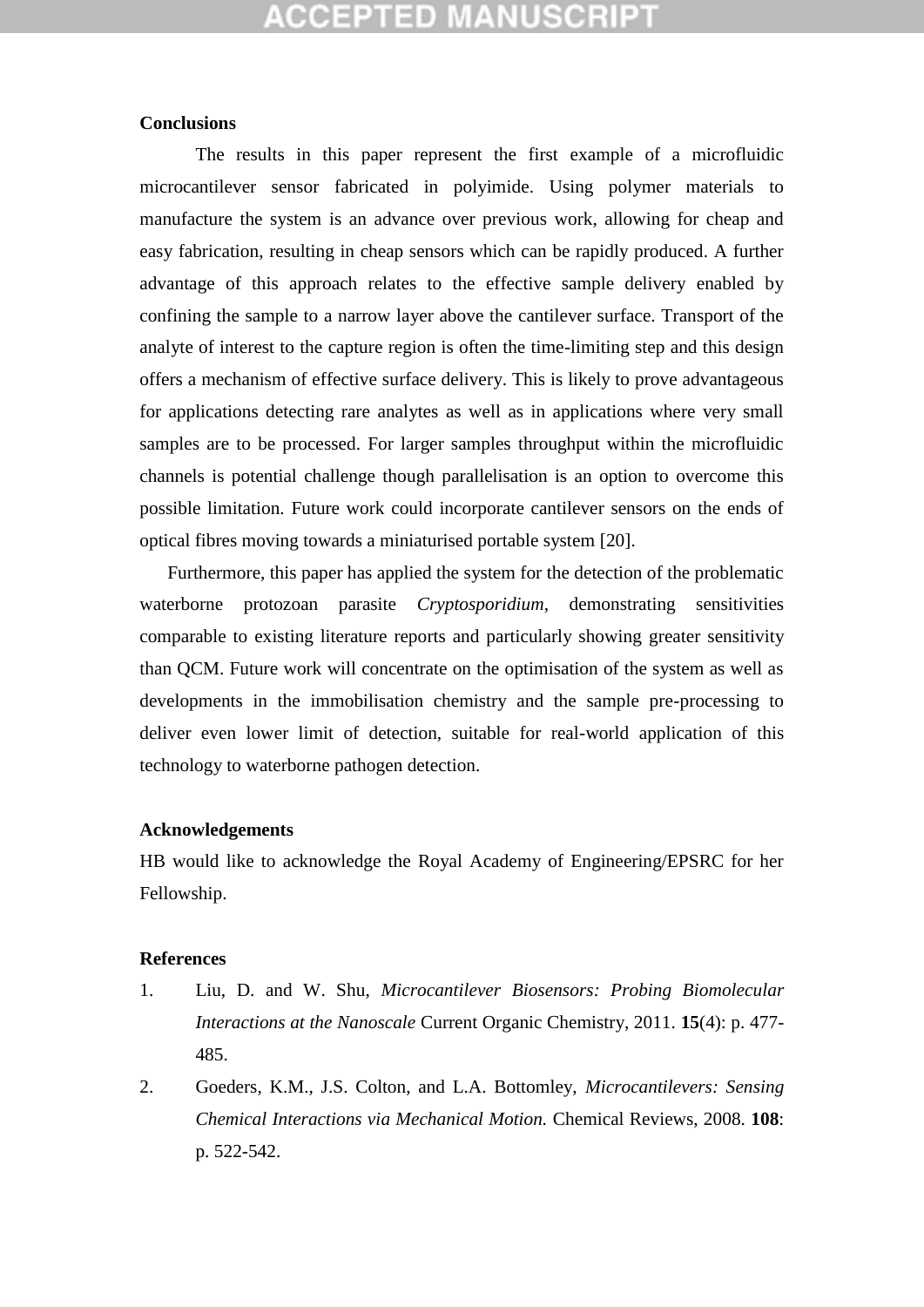## Conclusions

The results in this paper represent the first example of a microfluidic microcantilever sensor fabricated in polyimide. Using polymer materials to manufacture the system is an advance over previous work, allowing for cheap and easy fabrication, resulting in cheap sensors which can be rapidly produced. A further advantage of this approach relates to the effective sample delivery enabled by confining the sample to a narrow layer above the cantilever surface. Transport of the analyte of interest to the capture region is often the time-limiting step and this design offers a mechanism of effective surface delivery. This is likely to prove advantageous for applications detecting rare analytes as well as in applications where very small samples are to be processed. For larger samples throughput within the microfluidic channels is potential challenge though parallelisation is an option to overcome this possible limitation. Future work could incorporate cantilever sensors on the ends of optical fibres moving towards a miniaturised portable system [20].

Furthermore, this paper has applied the system for the detection of the problematic waterborne protozoan parasite *Cryptosporidium*, demonstrating sensitivities comparable to existing literature reports and particularly showing greater sensitivity than QCM. Future work will concentrate on the optimisation of the system as well as developments in the immobilisation chemistry and the sample pre-processing to deliver even lower limit of detection, suitable for real-world application of this technology to waterborne pathogen detection.

## Acknowledgements

HB would like to acknowledge the Royal Academy of Engineering/EPSRC for her Fellowship.

## References

1. Liu, D. and W. Shu, *Microcantilever Biosensors: Probing Biomolecular Interactions at the Nanoscale* Current Organic Chemistry, 2011. **15**(4): p. 477-485.
2. Goeders, K.M., J.S. Colton, and L.A. Bottomley, *Microcantilevers: Sensing Chemical Interactions via Mechanical Motion.* Chemical Reviews, 2008. **108**: p. 522-542.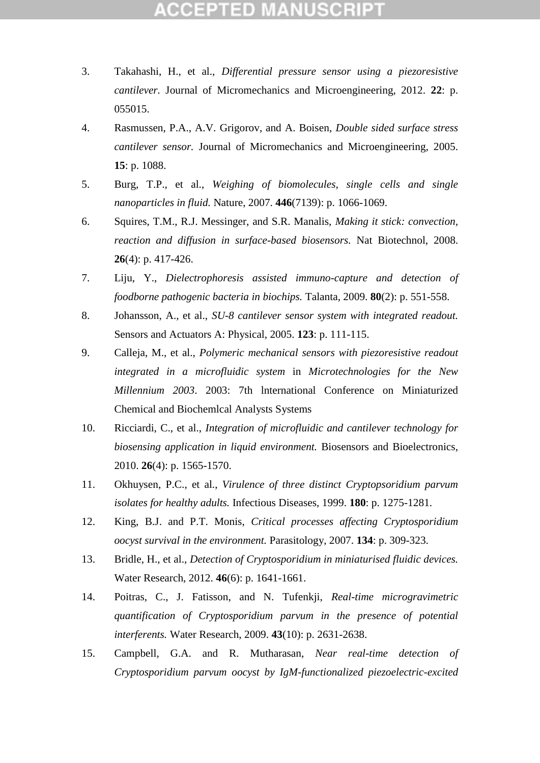3. Takahashi, H., et al., *Differential pressure sensor using a piezoresistive cantilever*. Journal of Micromechanics and Microengineering, 2012. **22**: p. 055015.
4. Rasmussen, P.A., A.V. Grigorov, and A. Boisen, *Double sided surface stress cantilever sensor.* Journal of Micromechanics and Microengineering, 2005. **15**: p. 1088.
5. Burg, T.P., et al., *Weighing of biomolecules, single cells and single nanoparticles in fluid.* Nature, 2007. **446**(7139): p. 1066-1069.
6. Squires, T.M., R.J. Messinger, and S.R. Manalis, *Making it stick: convection, reaction and diffusion in surface-based biosensors*. Nat Biotechnol, 2008. **26**(4): p. 417-426.
7. Liju, Y., *Dielectrophoresis assisted immuno-capture and detection of foodborne pathogenic bacteria in biochips.* Talanta, 2009. **80**(2): p. 551-558.
8. Johansson, A., et al., *SU-8 cantilever sensor system with integrated readout.* Sensors and Actuators A: Physical, 2005. **123**: p. 111-115.
9. Calleja, M., et al., *Polymeric mechanical sensors with piezoresistive readout integrated in a microfluidic system* in *Microtechnologies for the New Millennium 2003*. 2003: 7th lnternational Conference on Miniaturized Chemical and Biochemlcal Analysts Systems
10. Ricciardi, C., et al., *Integration of microfluidic and cantilever technology for biosensing application in liquid environment.* Biosensors and Bioelectronics, 2010. **26**(4): p. 1565-1570.
11. Okhuysen, P.C., et al., *Virulence of three distinct Cryptopsoridium parvum isolates for healthy adults.* Infectious Diseases, 1999. **180**: p. 1275-1281.
12. King, B.J. and P.T. Monis, *Critical processes affecting Cryptosporidium oocyst survival in the environment.* Parasitology, 2007. **134**: p. 309-323.
13. Bridle, H., et al., *Detection of Cryptosporidium in miniaturised fluidic devices.* Water Research, 2012. **46**(6): p. 1641-1661.
14. Poitras, C., J. Fatisson, and N. Tufenkji, *Real-time microgravimetric quantification of Cryptosporidium parvum in the presence of potential interferents.* Water Research, 2009. **43**(10): p. 2631-2638.
15. Campbell, G.A. and R. Mutharasan, *Near real-time detection of Cryptosporidium parvum oocyst by IgM-functionalized piezoelectric-excited*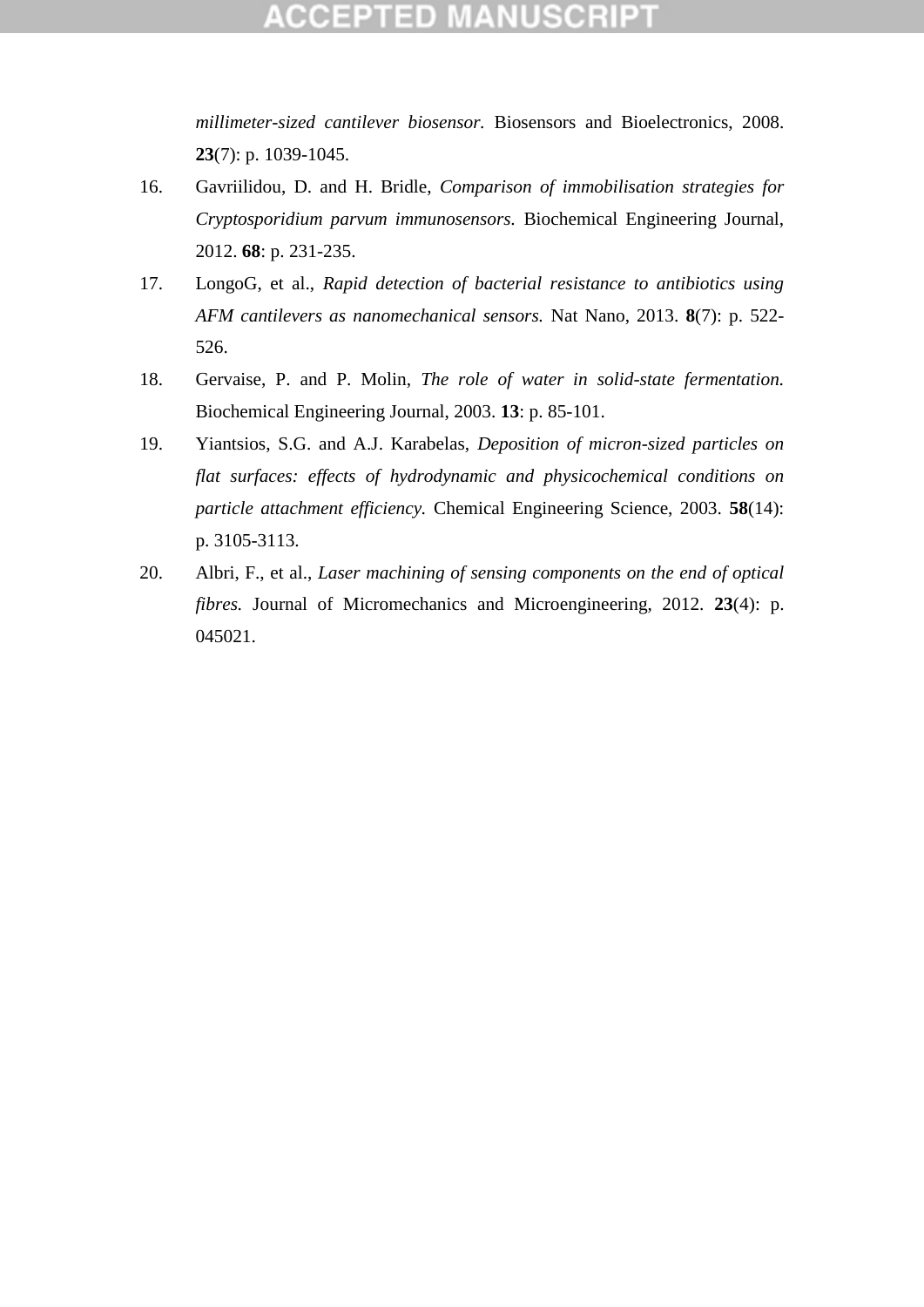*millimeter-sized cantilever biosensor.* Biosensors and Bioelectronics, 2008. **23**(7): p. 1039-1045.

16. Gavriilidou, D. and H. Bridle, *Comparison of immobilisation strategies for Cryptosporidium parvum immunosensors.* Biochemical Engineering Journal, 2012. **68**: p. 231-235.
17. LongoG, et al., *Rapid detection of bacterial resistance to antibiotics using AFM cantilevers as nanomechanical sensors.* Nat Nano, 2013. **8**(7): p. 522-526.
18. Gervaise, P. and P. Molin, *The role of water in solid-state fermentation.* Biochemical Engineering Journal, 2003. **13**: p. 85-101.
19. Yiantsios, S.G. and A.J. Karabelas, *Deposition of micron-sized particles on flat surfaces: effects of hydrodynamic and physicochemical conditions on particle attachment efficiency.* Chemical Engineering Science, 2003. **58**(14): p. 3105-3113.
20. Albri, F., et al., *Laser machining of sensing components on the end of optical fibres.* Journal of Micromechanics and Microengineering, 2012. **23**(4): p. 045021.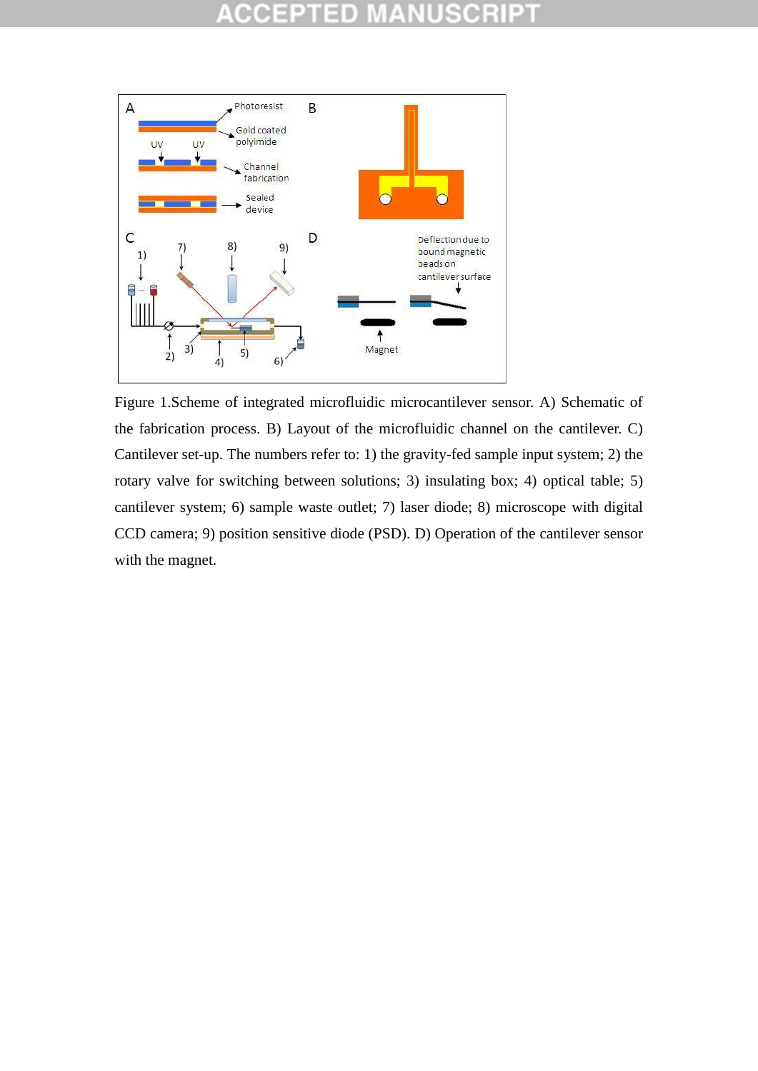Figure 1.Scheme of integrated microfluidic microcantilever sensor. A) Schematic of the fabrication process. B) Layout of the microfluidic channel on the cantilever. C) Cantilever set-up. The numbers refer to: 1) the gravity-fed sample input system; 2) the rotary valve for switching between solutions; 3) insulating box; 4) optical table; 5) cantilever system; 6) sample waste outlet; 7) laser diode; 8) microscope with digital CCD camera; 9) position sensitive diode (PSD). D) Operation of the cantilever sensor with the magnet.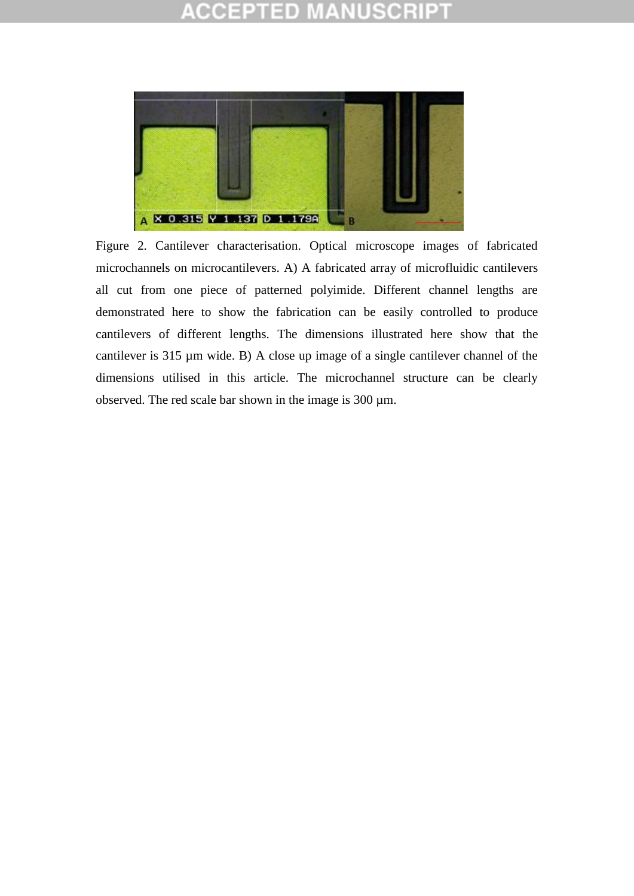Figure 2. Cantilever characterisation. Optical microscope images of fabricated microchannels on microcantilevers. A) A fabricated array of microfluidic cantilevers all cut from one piece of patterned polyimide. Different channel lengths are demonstrated here to show the fabrication can be easily controlled to produce cantilevers of different lengths. The dimensions illustrated here show that the cantilever is 315 µm wide. B) A close up image of a single cantilever channel of the dimensions utilised in this article. The microchannel structure can be clearly observed. The red scale bar shown in the image is 300 µm.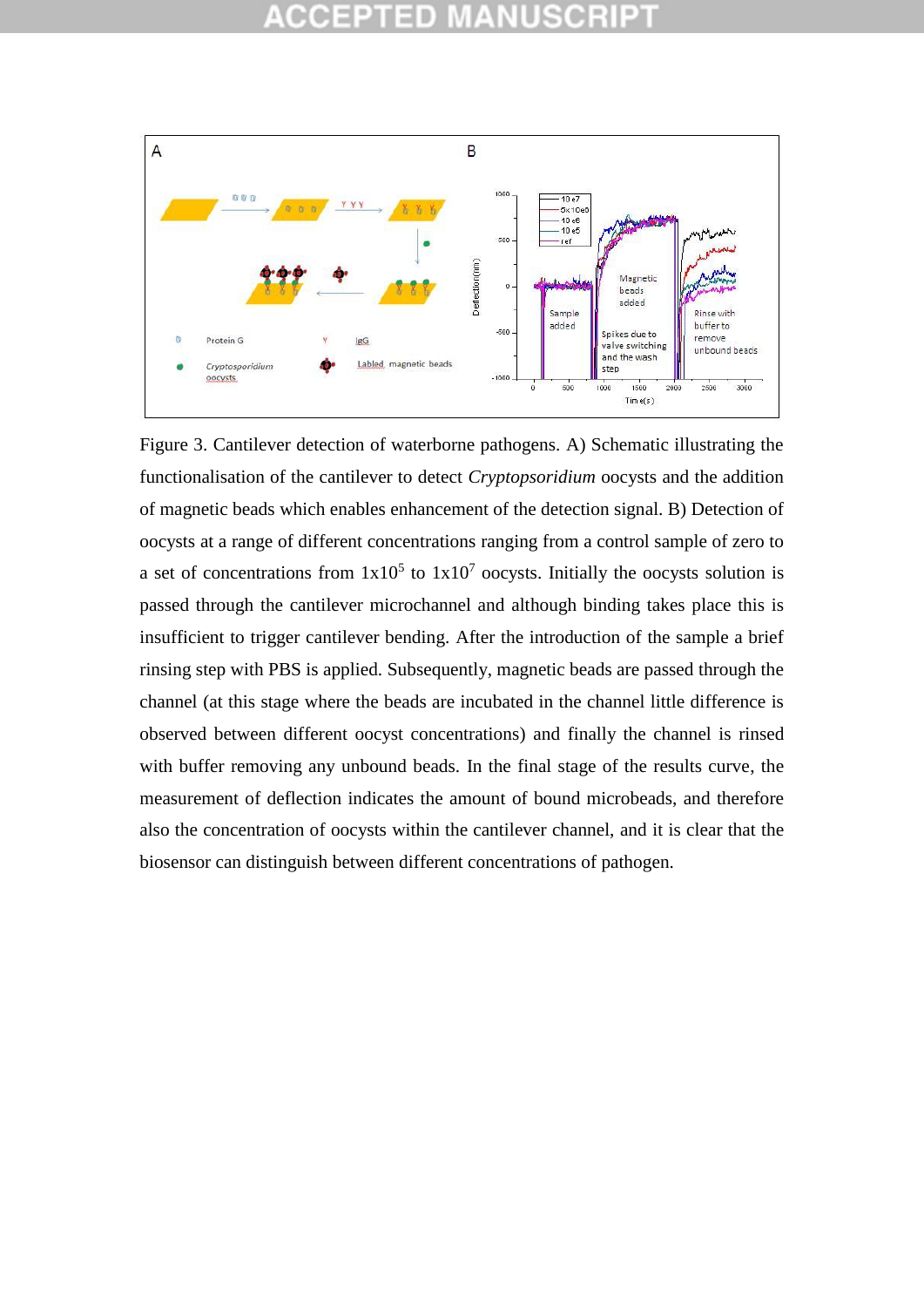Figure 3. Cantilever detection of waterborne pathogens. A) Schematic illustrating the functionalisation of the cantilever to detect *Cryptopsoridium* oocysts and the addition of magnetic beads which enables enhancement of the detection signal. B) Detection of oocysts at a range of different concentrations ranging from a control sample of zero to a set of concentrations from $1x10^5$ to $1x10^7$ oocysts. Initially the oocysts solution is passed through the cantilever microchannel and although binding takes place this is insufficient to trigger cantilever bending. After the introduction of the sample a brief rinsing step with PBS is applied. Subsequently, magnetic beads are passed through the channel (at this stage where the beads are incubated in the channel little difference is observed between different oocyst concentrations) and finally the channel is rinsed with buffer removing any unbound beads. In the final stage of the results curve, the measurement of deflection indicates the amount of bound microbeads, and therefore also the concentration of oocysts within the cantilever channel, and it is clear that the biosensor can distinguish between different concentrations of pathogen.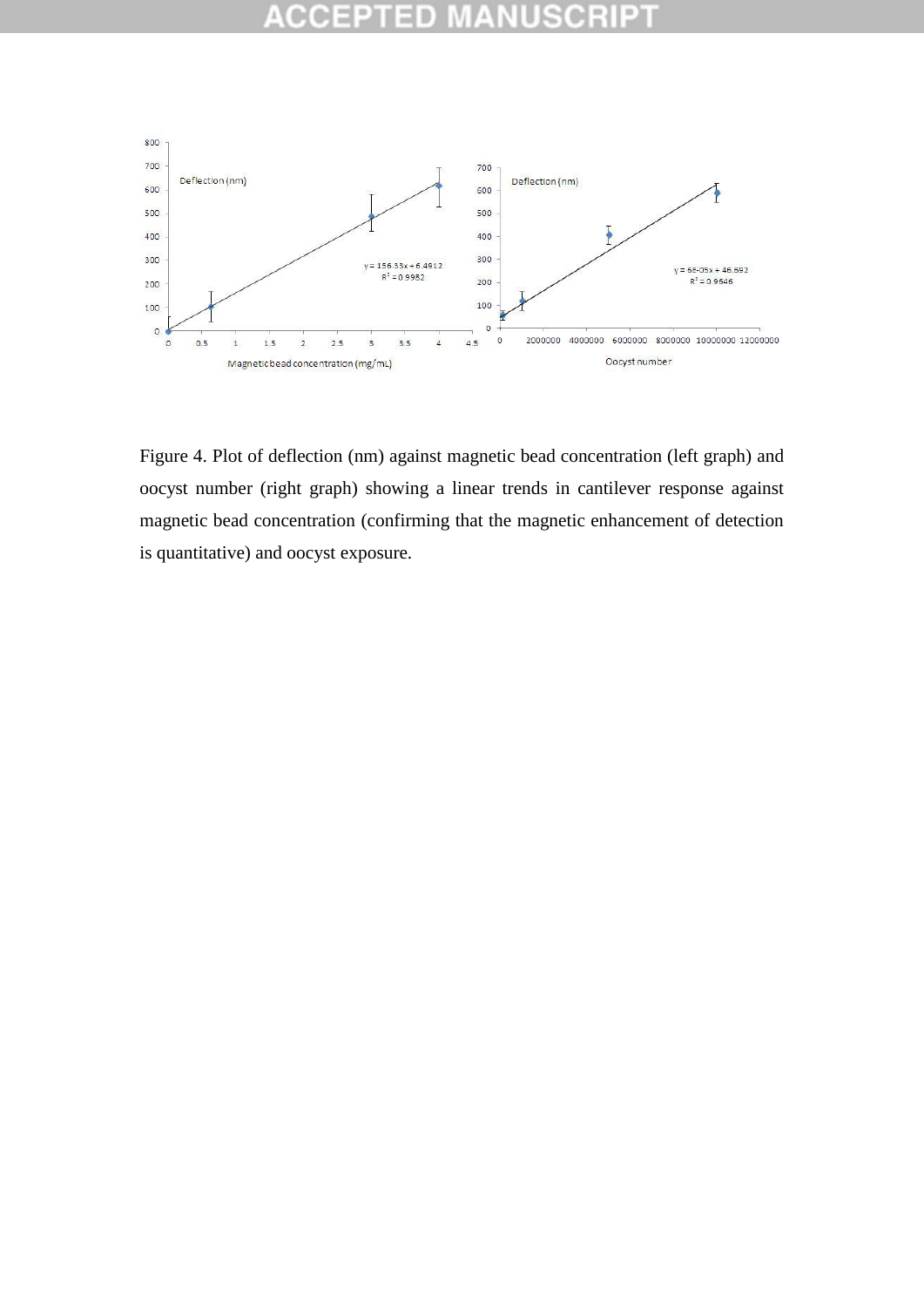800
700
600
500
400
300
200
100
0

Deflection (nm)

y = 156.33x + 6.4912
$R^2$ = 0.9982

0 0.5 1 1.5 2 2.5 3 3.5 4 4.5

Magnetic bead concentration (mg/mL)

700
600
500
400
300
200
100
0

Deflection (nm)

y = 6E-05x + 46.592
$R^2$ = 0.9646

0 2000000 4000000 6000000 8000000 10000000 12000000

Oocyst number

Figure 4. Plot of deflection (nm) against magnetic bead concentration (left graph) and oocyst number (right graph) showing a linear trends in cantilever response against magnetic bead concentration (confirming that the magnetic enhancement of detection is quantitative) and oocyst exposure.